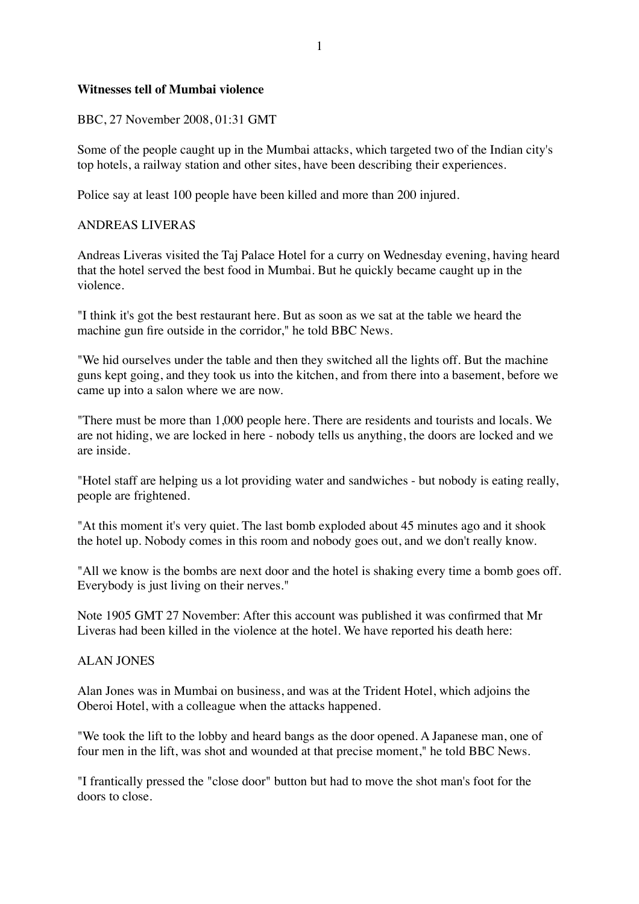**Witnesses tell of Mumbai violence**

BBC, 27 November 2008, 01:31 GMT

Some of the people caught up in the Mumbai attacks, which targeted two of the Indian city's top hotels, a railway station and other sites, have been describing their experiences.

Police say at least 100 people have been killed and more than 200 injured.

ANDREAS LIVERAS

Andreas Liveras visited the Taj Palace Hotel for a curry on Wednesday evening, having heard that the hotel served the best food in Mumbai. But he quickly became caught up in the violence.

"I think it's got the best restaurant here. But as soon as we sat at the table we heard the machine gun fire outside in the corridor," he told BBC News.

"We hid ourselves under the table and then they switched all the lights off. But the machine guns kept going, and they took us into the kitchen, and from there into a basement, before we came up into a salon where we are now.

"There must be more than 1,000 people here. There are residents and tourists and locals. We are not hiding, we are locked in here - nobody tells us anything, the doors are locked and we are inside.

"Hotel staff are helping us a lot providing water and sandwiches - but nobody is eating really, people are frightened.

"At this moment it's very quiet. The last bomb exploded about 45 minutes ago and it shook the hotel up. Nobody comes in this room and nobody goes out, and we don't really know.

"All we know is the bombs are next door and the hotel is shaking every time a bomb goes off. Everybody is just living on their nerves."

Note 1905 GMT 27 November: After this account was published it was confirmed that Mr Liveras had been killed in the violence at the hotel. We have reported his death here:

ALAN JONES

Alan Jones was in Mumbai on business, and was at the Trident Hotel, which adjoins the Oberoi Hotel, with a colleague when the attacks happened.

"We took the lift to the lobby and heard bangs as the door opened. A Japanese man, one of four men in the lift, was shot and wounded at that precise moment," he told BBC News.

"I frantically pressed the "close door" button but had to move the shot man's foot for the doors to close.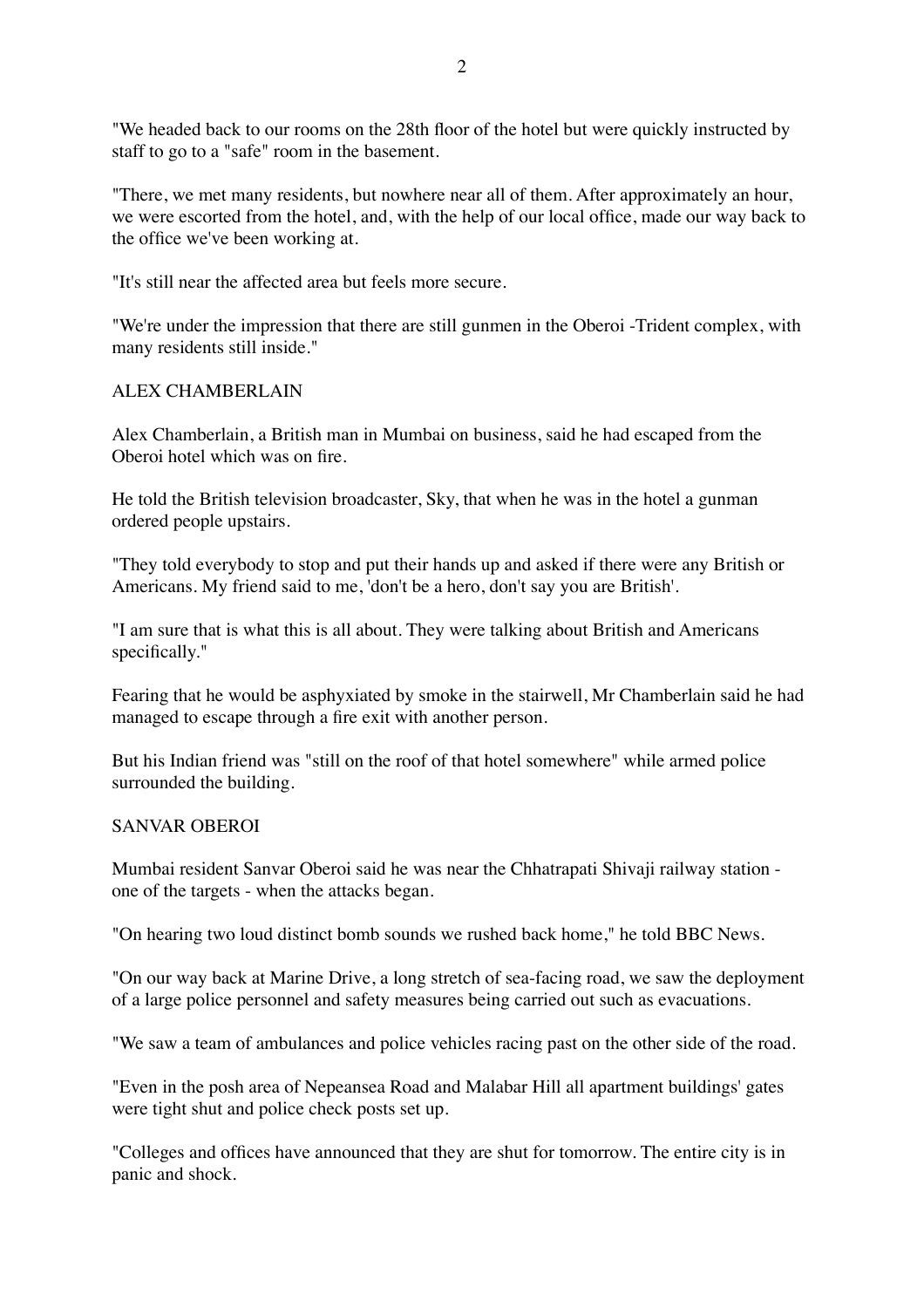"We headed back to our rooms on the 28th floor of the hotel but were quickly instructed by staff to go to a "safe" room in the basement.

"There, we met many residents, but nowhere near all of them. After approximately an hour, we were escorted from the hotel, and, with the help of our local office, made our way back to the office we've been working at.

"It's still near the affected area but feels more secure.

"We're under the impression that there are still gunmen in the Oberoi -Trident complex, with many residents still inside."

## ALEX CHAMBERLAIN

Alex Chamberlain, a British man in Mumbai on business, said he had escaped from the Oberoi hotel which was on fire.

He told the British television broadcaster, Sky, that when he was in the hotel a gunman ordered people upstairs.

"They told everybody to stop and put their hands up and asked if there were any British or Americans. My friend said to me, 'don't be a hero, don't say you are British'.

"I am sure that is what this is all about. They were talking about British and Americans specifically."

Fearing that he would be asphyxiated by smoke in the stairwell, Mr Chamberlain said he had managed to escape through a fire exit with another person.

But his Indian friend was "still on the roof of that hotel somewhere" while armed police surrounded the building.

## SANVAR OBEROI

Mumbai resident Sanvar Oberoi said he was near the Chhatrapati Shivaji railway station - one of the targets - when the attacks began.

"On hearing two loud distinct bomb sounds we rushed back home," he told BBC News.

"On our way back at Marine Drive, a long stretch of sea-facing road, we saw the deployment of a large police personnel and safety measures being carried out such as evacuations.

"We saw a team of ambulances and police vehicles racing past on the other side of the road.

"Even in the posh area of Nepeansea Road and Malabar Hill all apartment buildings' gates were tight shut and police check posts set up.

"Colleges and offices have announced that they are shut for tomorrow. The entire city is in panic and shock.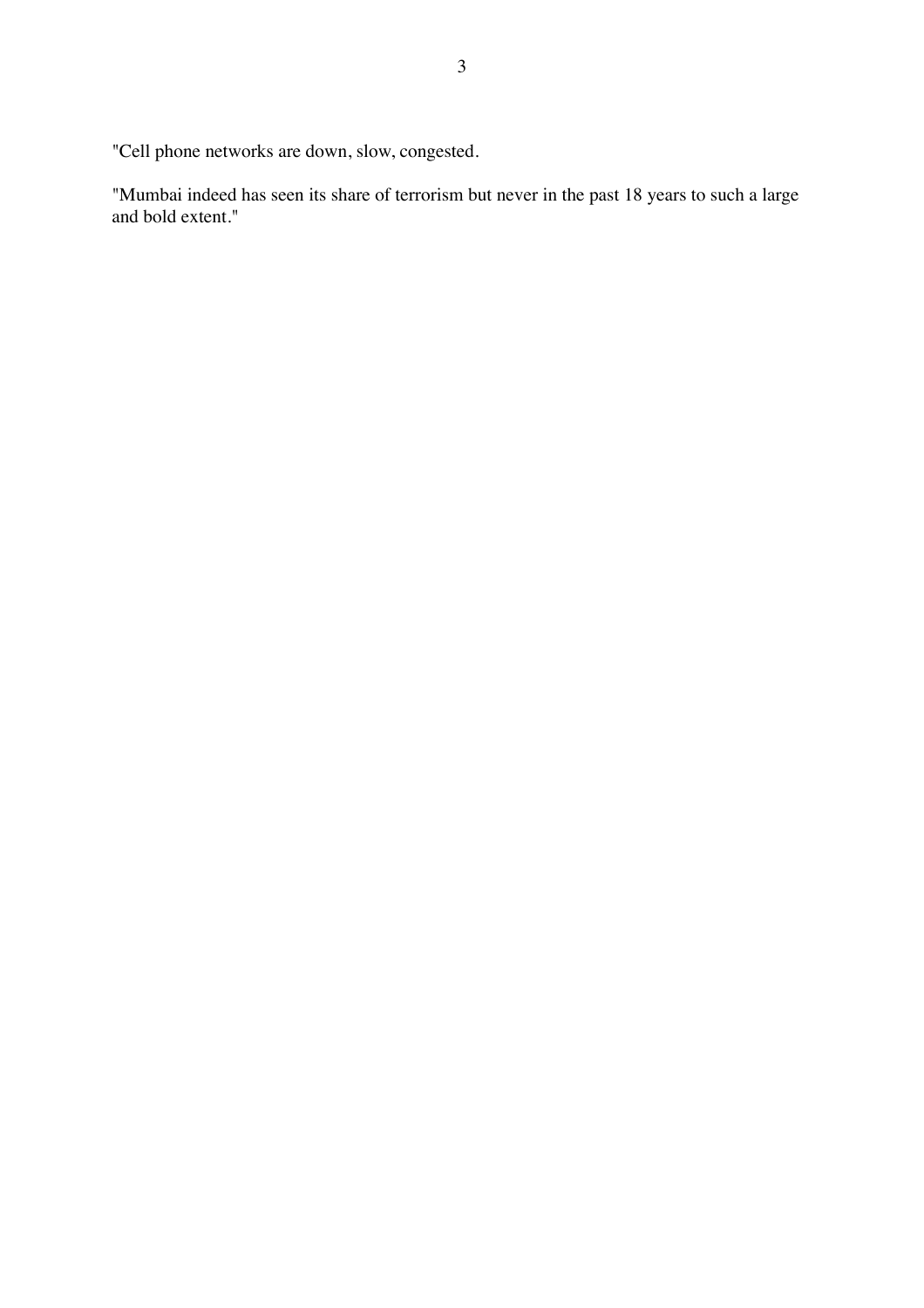"Cell phone networks are down, slow, congested.

"Mumbai indeed has seen its share of terrorism but never in the past 18 years to such a large and bold extent."